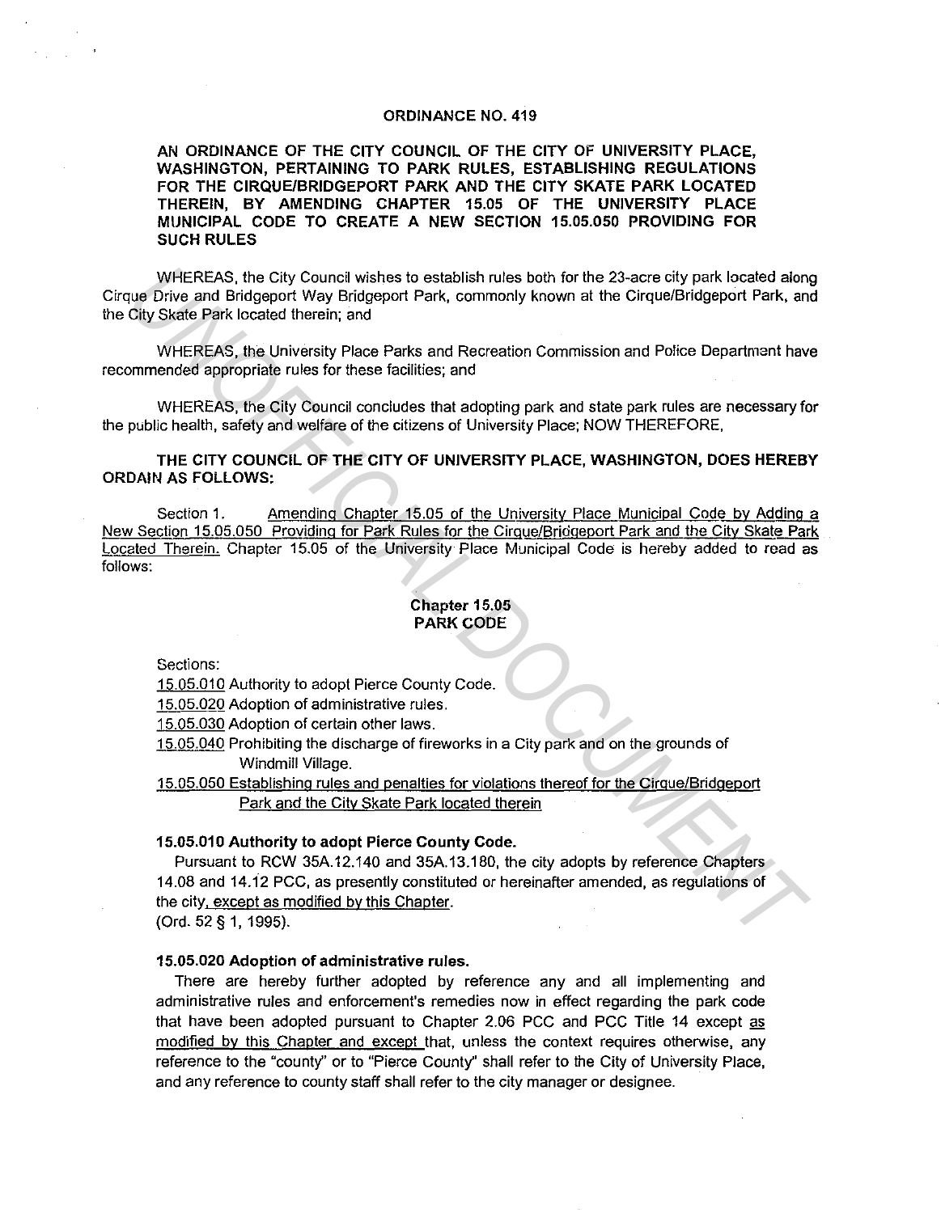ORDINANCE NO. 419

**AN ORDINANCE OF THE CITY COUNCIL OF THE CITY OF UNIVERSITY PLACE, WASHINGTON, PERTAINING TO PARK RULES, ESTABLISHING REGULATIONS FOR THE CIRQUE/BRIDGEPORT PARK AND THE CITY SKATE PARK LOCATED THEREIN, BY AMENDING CHAPTER 15.05 OF THE UNIVERSITY PLACE MUNICIPAL CODE TO CREATE A NEW SECTION 15.05.050 PROVIDING FOR SUCH RULES**

WHEREAS, the City Council wishes to establish rules both for the 23-acre city park located along Cirque Drive and Bridgeport Way Bridgeport Park, commonly known at the Cirque/Bridgeport Park, and the City Skate Park located therein; and

WHEREAS, the University Place Parks and Recreation Commission and Police Department have recommended appropriate rules for these facilities; and

WHEREAS, the City Council concludes that adopting park and state park rules are necessary for the public health, safety and welfare of the citizens of University Place; NOW THEREFORE,

**THE CITY COUNCIL OF THE CITY OF UNIVERSITY PLACE, WASHINGTON, DOES HEREBY ORDAIN AS FOLLOWS:**

Section 1. Amending Chapter 15.05 of the University Place Municipal Code by Adding a New Section 15.05.050 Providing for Park Rules for the Cirque/Bridgeport Park and the City Skate Park Located Therein. Chapter 15.05 of the University Place Municipal Code is hereby added to read as follows:

**Chapter 15.05**
**PARK CODE**

Sections:

15.05.010 Authority to adopt Pierce County Code.
15.05.020 Adoption of administrative rules.
15.05.030 Adoption of certain other laws.
15.05.040 Prohibiting the discharge of fireworks in a City park and on the grounds of Windmill Village.
15.05.050 Establishing rules and penalties for violations thereof for the Cirque/Bridgeport Park and the City Skate Park located therein

**15.05.010 Authority to adopt Pierce County Code.**

Pursuant to RCW 35A.12.140 and 35A.13.180, the city adopts by reference Chapters 14.08 and 14.12 PCC, as presently constituted or hereinafter amended, as regulations of the city, except as modified by this Chapter.
(Ord. 52 § 1, 1995).

**15.05.020 Adoption of administrative rules.**

There are hereby further adopted by reference any and all implementing and administrative rules and enforcement's remedies now in effect regarding the park code that have been adopted pursuant to Chapter 2.06 PCC and PCC Title 14 except as modified by this Chapter and except that, unless the context requires otherwise, any reference to the "county" or to "Pierce County" shall refer to the City of University Place, and any reference to county staff shall refer to the city manager or designee.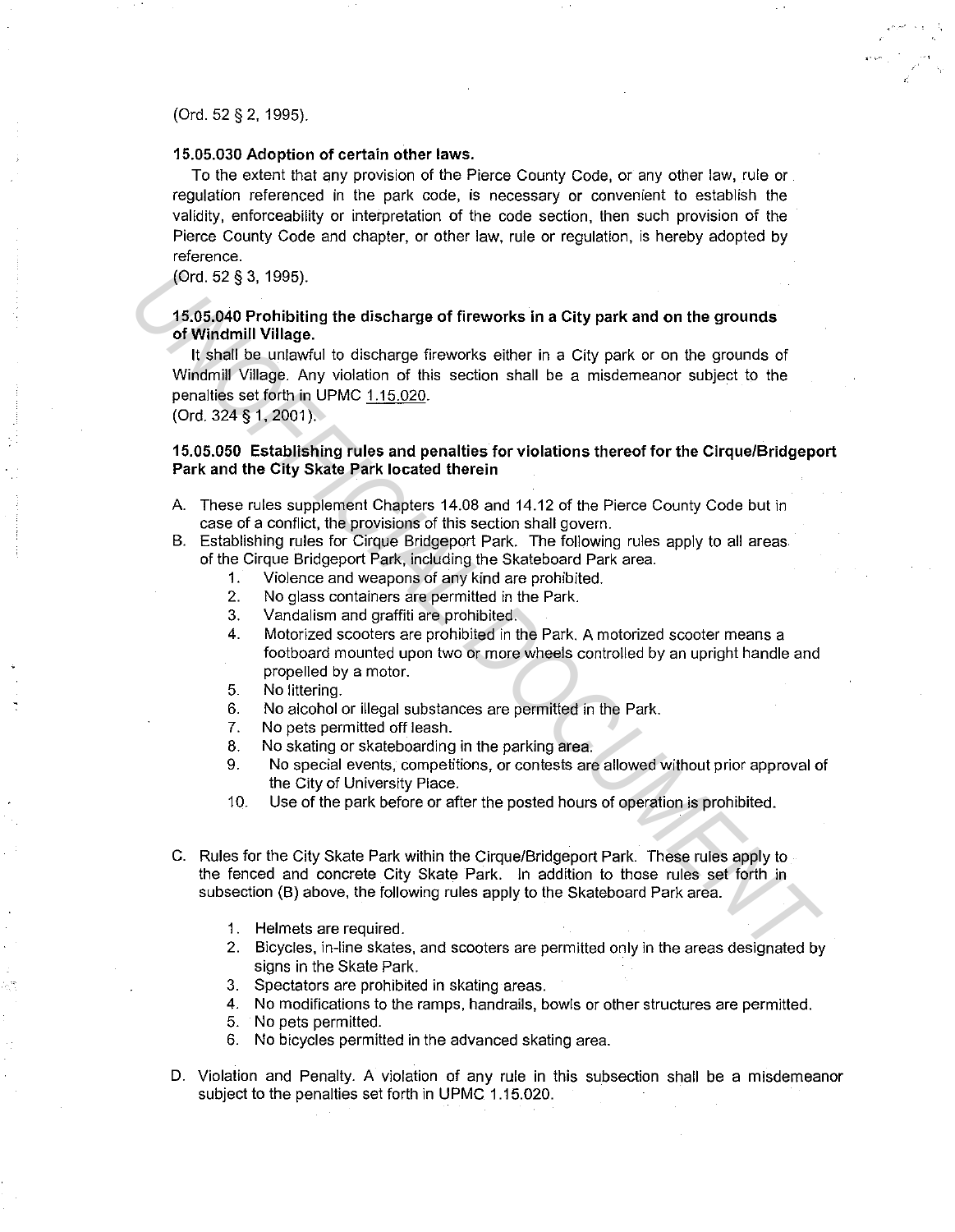(Ord. 52 § 2, 1995).

### 15.05.030 Adoption of certain other laws.

To the extent that any provision of the Pierce County Code, or any other law, rule or regulation referenced in the park code, is necessary or convenient to establish the validity, enforceability or interpretation of the code section, then such provision of the Pierce County Code and chapter, or other law, rule or regulation, is hereby adopted by reference.

(Ord. 52 § 3, 1995).

### 15.05.040 Prohibiting the discharge of fireworks in a City park and on the grounds of Windmill Village.

It shall be unlawful to discharge fireworks either in a City park or on the grounds of Windmill Village. Any violation of this section shall be a misdemeanor subject to the penalties set forth in UPMC 1.15.020.

(Ord. 324 § 1, 2001).

### 15.05.050 Establishing rules and penalties for violations thereof for the Cirque/Bridgeport Park and the City Skate Park located therein

A. These rules supplement Chapters 14.08 and 14.12 of the Pierce County Code but in case of a conflict, the provisions of this section shall govern.

B. Establishing rules for Cirque Bridgeport Park. The following rules apply to all areas of the Cirque Bridgeport Park, including the Skateboard Park area.
   1. Violence and weapons of any kind are prohibited.
   2. No glass containers are permitted in the Park.
   3. Vandalism and graffiti are prohibited.
   4. Motorized scooters are prohibited in the Park. A motorized scooter means a footboard mounted upon two or more wheels controlled by an upright handle and propelled by a motor.
   5. No littering.
   6. No alcohol or illegal substances are permitted in the Park.
   7. No pets permitted off leash.
   8. No skating or skateboarding in the parking area.
   9. No special events, competitions, or contests are allowed without prior approval of the City of University Place.
   10. Use of the park before or after the posted hours of operation is prohibited.

C. Rules for the City Skate Park within the Cirque/Bridgeport Park. These rules apply to the fenced and concrete City Skate Park. In addition to those rules set forth in subsection (B) above, the following rules apply to the Skateboard Park area.
   1. Helmets are required.
   2. Bicycles, in-line skates, and scooters are permitted only in the areas designated by signs in the Skate Park.
   3. Spectators are prohibited in skating areas.
   4. No modifications to the ramps, handrails, bowls or other structures are permitted.
   5. No pets permitted.
   6. No bicycles permitted in the advanced skating area.

D. Violation and Penalty. A violation of any rule in this subsection shall be a misdemeanor subject to the penalties set forth in UPMC 1.15.020.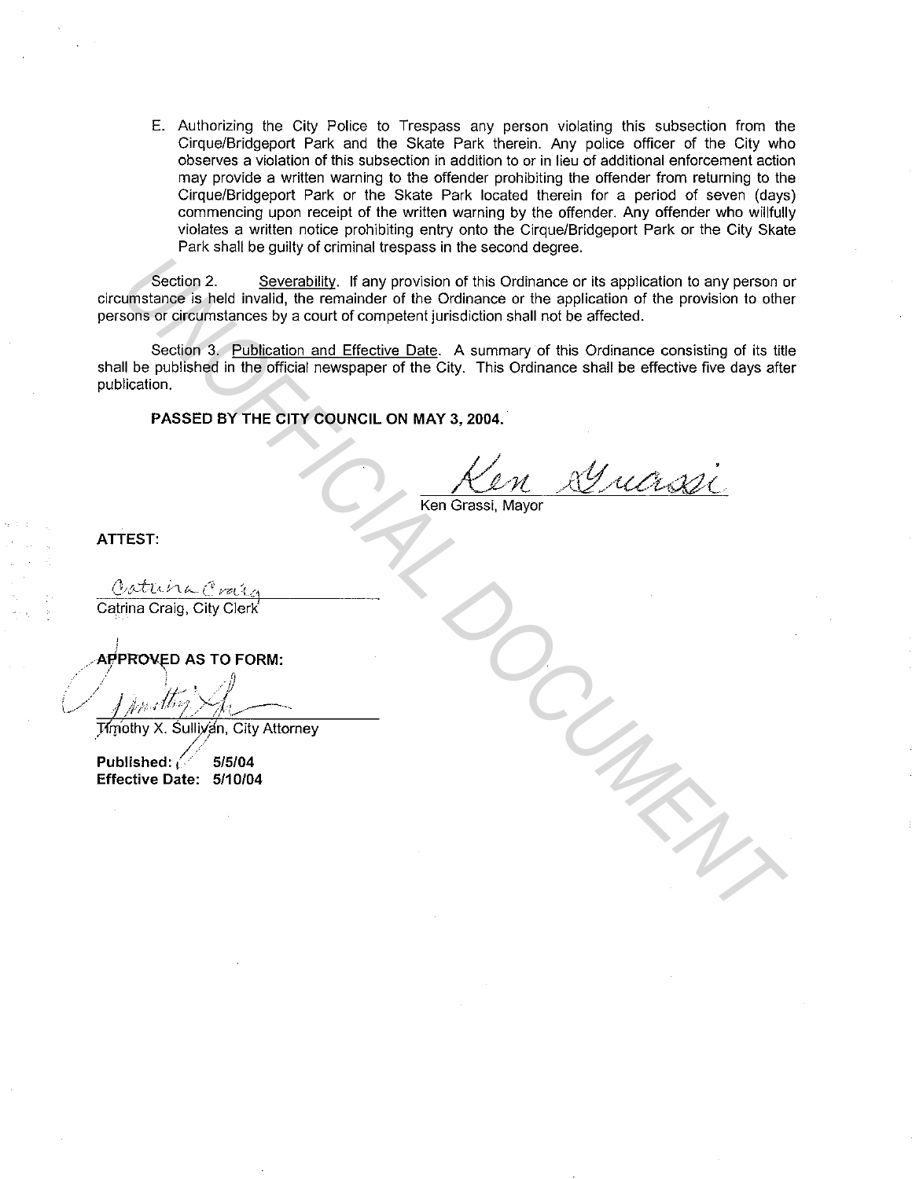E. Authorizing the City Police to Trespass any person violating this subsection from the Cirque/Bridgeport Park and the Skate Park therein. Any police officer of the City who observes a violation of this subsection in addition to or in lieu of additional enforcement action may provide a written warning to the offender prohibiting the offender from returning to the Cirque/Bridgeport Park or the Skate Park located therein for a period of seven (days) commencing upon receipt of the written warning by the offender. Any offender who willfully violates a written notice prohibiting entry onto the Cirque/Bridgeport Park or the City Skate Park shall be guilty of criminal trespass in the second degree.

Section 2. Severability. If any provision of this Ordinance or its application to any person or circumstance is held invalid, the remainder of the Ordinance or the application of the provision to other persons or circumstances by a court of competent jurisdiction shall not be affected.

Section 3. Publication and Effective Date. A summary of this Ordinance consisting of its title shall be published in the official newspaper of the City. This Ordinance shall be effective five days after publication.

**PASSED BY THE CITY COUNCIL ON MAY 3, 2004.**

Ken Grassi

Ken Grassi, Mayor

**ATTEST:**

Catrina Craig

Catrina Craig, City Clerk

**APPROVED AS TO FORM:**

Timothy X. Sullivan, City Attorney

**Published:** 5/5/04
**Effective Date:** 5/10/04

UNOFFICIAL DOCUMENT